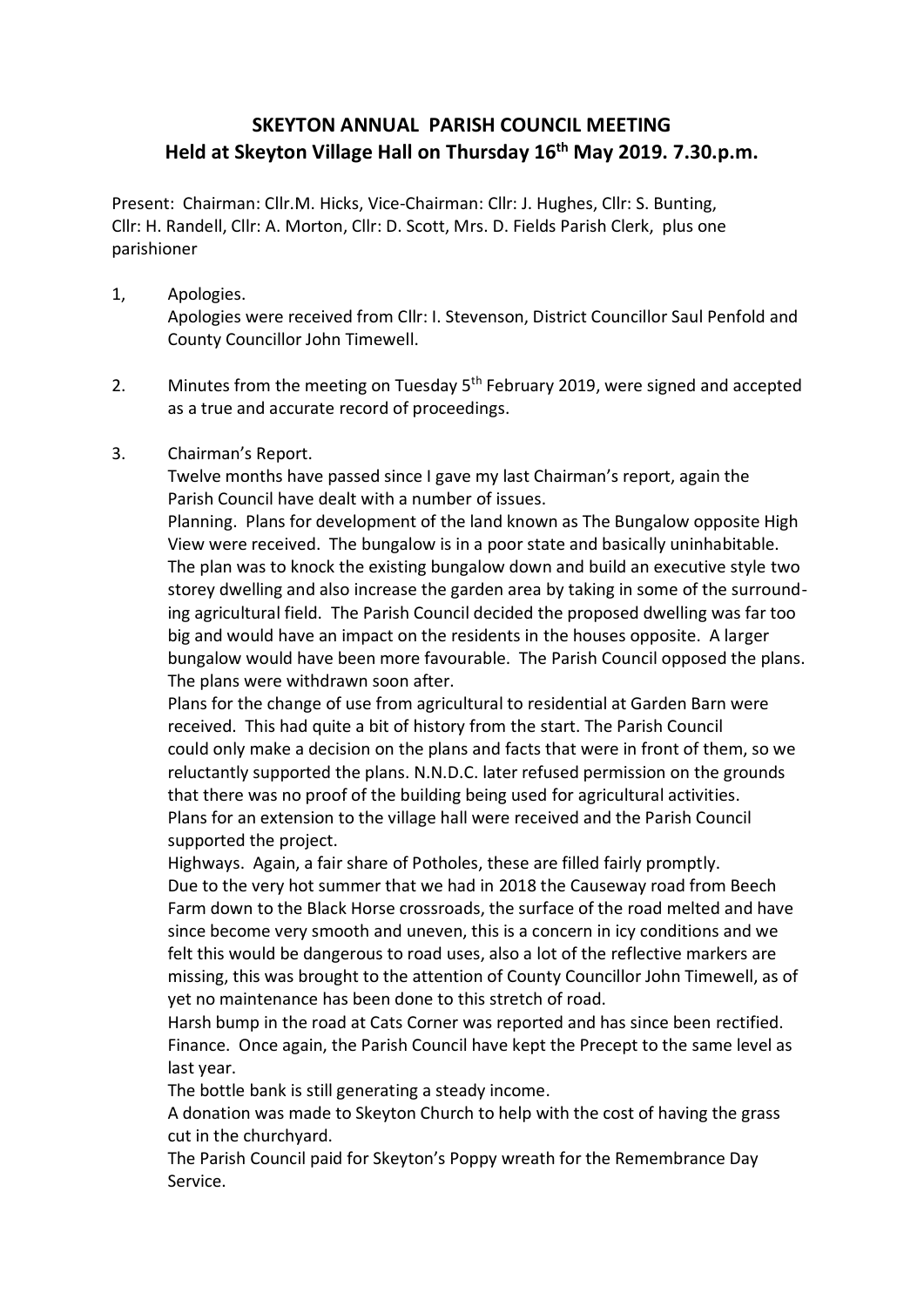# SKEYTON ANNUAL PARISH COUNCIL MEETING
## Held at Skeyton Village Hall on Thursday 16th May 2019. 7.30.p.m.

Present: Chairman: Cllr.M. Hicks, Vice-Chairman: Cllr: J. Hughes, Cllr: S. Bunting, Cllr: H. Randell, Cllr: A. Morton, Cllr: D. Scott, Mrs. D. Fields Parish Clerk, plus one parishioner

1, Apologies.
Apologies were received from Cllr: I. Stevenson, District Councillor Saul Penfold and County Councillor John Timewell.

2. Minutes from the meeting on Tuesday 5th February 2019, were signed and accepted as a true and accurate record of proceedings.

3. Chairman's Report.
Twelve months have passed since I gave my last Chairman's report, again the Parish Council have dealt with a number of issues.
Planning. Plans for development of the land known as The Bungalow opposite High View were received. The bungalow is in a poor state and basically uninhabitable. The plan was to knock the existing bungalow down and build an executive style two storey dwelling and also increase the garden area by taking in some of the surrounding agricultural field. The Parish Council decided the proposed dwelling was far too big and would have an impact on the residents in the houses opposite. A larger bungalow would have been more favourable. The Parish Council opposed the plans. The plans were withdrawn soon after.
Plans for the change of use from agricultural to residential at Garden Barn were received. This had quite a bit of history from the start. The Parish Council could only make a decision on the plans and facts that were in front of them, so we reluctantly supported the plans. N.N.D.C. later refused permission on the grounds that there was no proof of the building being used for agricultural activities.
Plans for an extension to the village hall were received and the Parish Council supported the project.
Highways. Again, a fair share of Potholes, these are filled fairly promptly.
Due to the very hot summer that we had in 2018 the Causeway road from Beech Farm down to the Black Horse crossroads, the surface of the road melted and have since become very smooth and uneven, this is a concern in icy conditions and we felt this would be dangerous to road uses, also a lot of the reflective markers are missing, this was brought to the attention of County Councillor John Timewell, as of yet no maintenance has been done to this stretch of road.
Harsh bump in the road at Cats Corner was reported and has since been rectified.
Finance. Once again, the Parish Council have kept the Precept to the same level as last year.
The bottle bank is still generating a steady income.
A donation was made to Skeyton Church to help with the cost of having the grass cut in the churchyard.
The Parish Council paid for Skeyton's Poppy wreath for the Remembrance Day Service.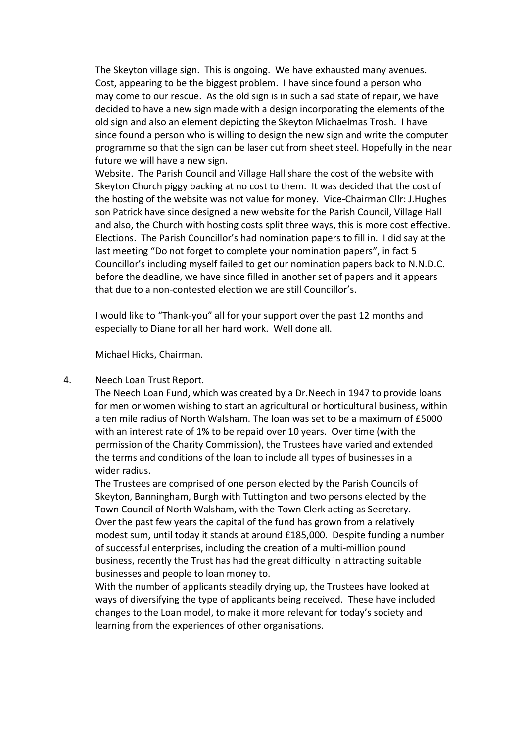The Skeyton village sign. This is ongoing. We have exhausted many avenues. Cost, appearing to be the biggest problem. I have since found a person who may come to our rescue. As the old sign is in such a sad state of repair, we have decided to have a new sign made with a design incorporating the elements of the old sign and also an element depicting the Skeyton Michaelmas Trosh. I have since found a person who is willing to design the new sign and write the computer programme so that the sign can be laser cut from sheet steel. Hopefully in the near future we will have a new sign.

Website. The Parish Council and Village Hall share the cost of the website with Skeyton Church piggy backing at no cost to them. It was decided that the cost of the hosting of the website was not value for money. Vice-Chairman Cllr: J.Hughes son Patrick have since designed a new website for the Parish Council, Village Hall and also, the Church with hosting costs split three ways, this is more cost effective.

Elections. The Parish Councillor's had nomination papers to fill in. I did say at the last meeting "Do not forget to complete your nomination papers", in fact 5 Councillor's including myself failed to get our nomination papers back to N.N.D.C. before the deadline, we have since filled in another set of papers and it appears that due to a non-contested election we are still Councillor's.

I would like to "Thank-you" all for your support over the past 12 months and especially to Diane for all her hard work. Well done all.

Michael Hicks, Chairman.

4. Neech Loan Trust Report.

The Neech Loan Fund, which was created by a Dr.Neech in 1947 to provide loans for men or women wishing to start an agricultural or horticultural business, within a ten mile radius of North Walsham. The loan was set to be a maximum of £5000 with an interest rate of 1% to be repaid over 10 years. Over time (with the permission of the Charity Commission), the Trustees have varied and extended the terms and conditions of the loan to include all types of businesses in a wider radius.

The Trustees are comprised of one person elected by the Parish Councils of Skeyton, Banningham, Burgh with Tuttington and two persons elected by the Town Council of North Walsham, with the Town Clerk acting as Secretary.

Over the past few years the capital of the fund has grown from a relatively modest sum, until today it stands at around £185,000. Despite funding a number of successful enterprises, including the creation of a multi-million pound business, recently the Trust has had the great difficulty in attracting suitable businesses and people to loan money to.

With the number of applicants steadily drying up, the Trustees have looked at ways of diversifying the type of applicants being received. These have included changes to the Loan model, to make it more relevant for today's society and learning from the experiences of other organisations.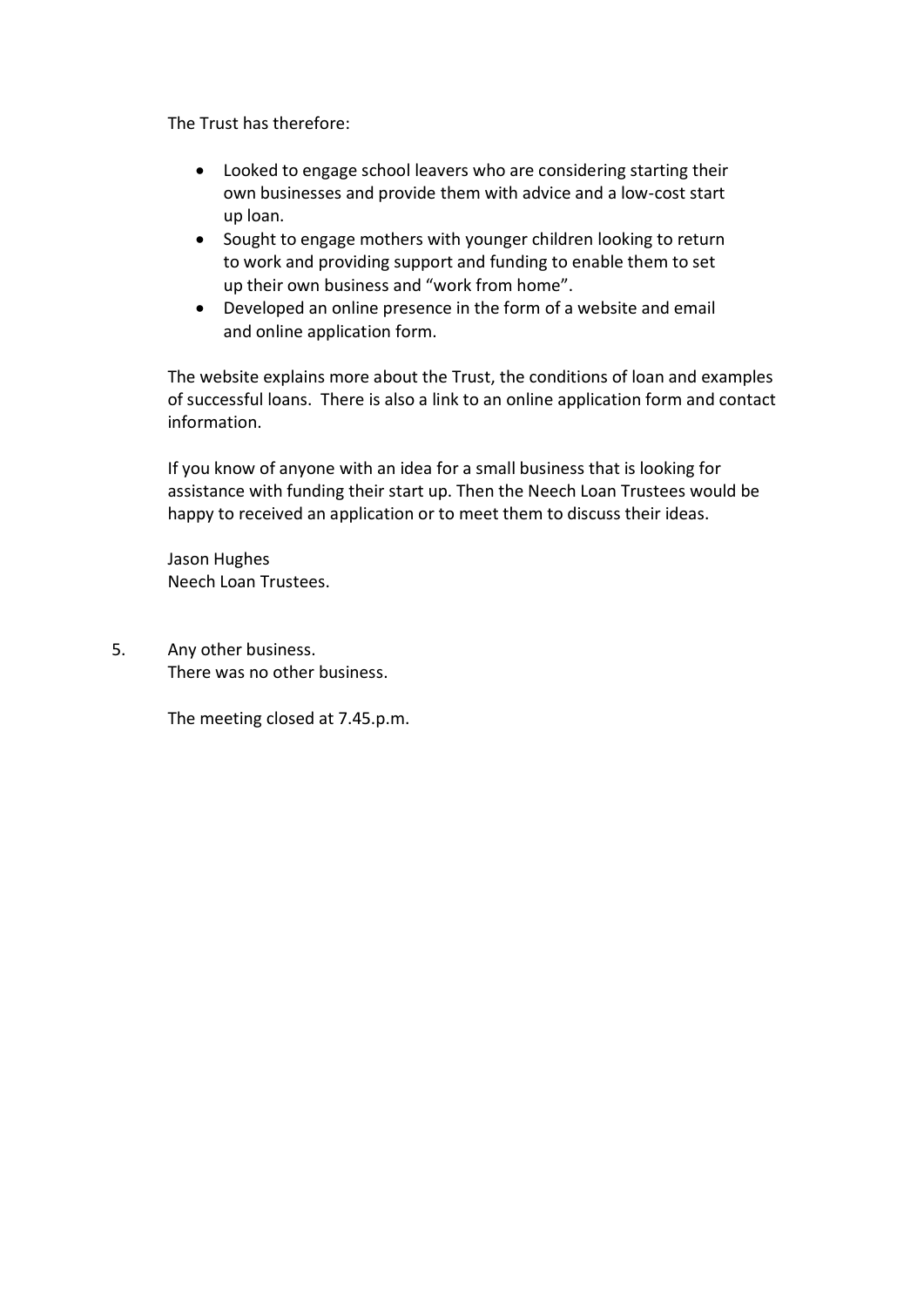The Trust has therefore:

- Looked to engage school leavers who are considering starting their own businesses and provide them with advice and a low-cost start up loan.
- Sought to engage mothers with younger children looking to return to work and providing support and funding to enable them to set up their own business and "work from home".
- Developed an online presence in the form of a website and email and online application form.

The website explains more about the Trust, the conditions of loan and examples of successful loans. There is also a link to an online application form and contact information.

If you know of anyone with an idea for a small business that is looking for assistance with funding their start up. Then the Neech Loan Trustees would be happy to received an application or to meet them to discuss their ideas.

Jason Hughes
Neech Loan Trustees.

5. Any other business.
   There was no other business.

   The meeting closed at 7.45.p.m.